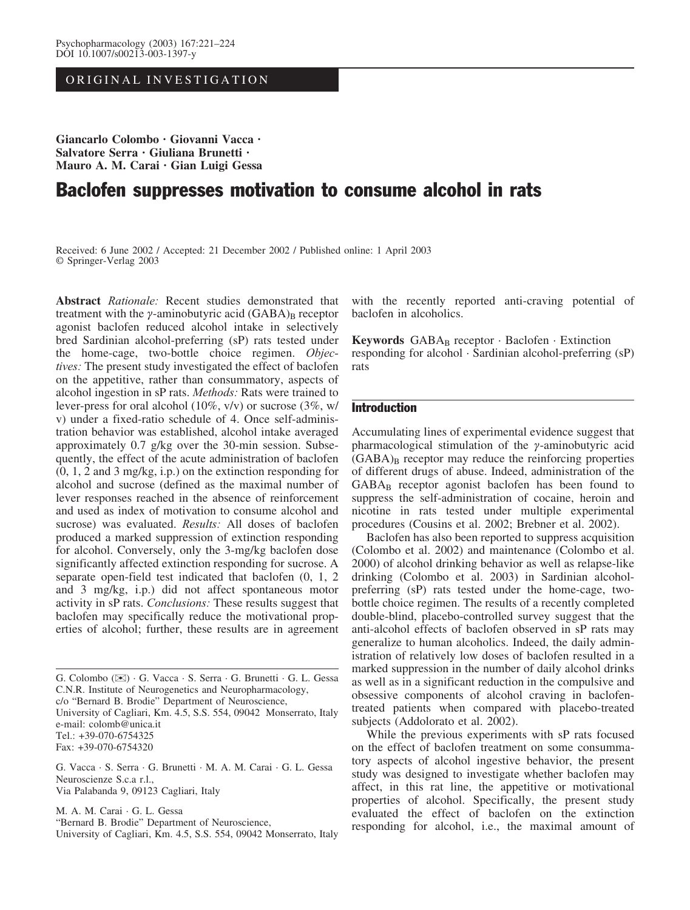ORIGINAL INVESTIGATION

**Giancarlo Colombo · Giovanni Vacca · Salvatore Serra · Giuliana Brunetti · Mauro A. M. Carai · Gian Luigi Gessa**

# Baclofen suppresses motivation to consume alcohol in rats

Received: 6 June 2002 / Accepted: 21 December 2002 / Published online: 1 April 2003
© Springer-Verlag 2003

**Abstract** *Rationale:* Recent studies demonstrated that treatment with the $\gamma$-aminobutyric acid $(GABA)_B$ receptor agonist baclofen reduced alcohol intake in selectively bred Sardinian alcohol-preferring (sP) rats tested under the home-cage, two-bottle choice regimen. *Objectives:* The present study investigated the effect of baclofen on the appetitive, rather than consummatory, aspects of alcohol ingestion in sP rats. *Methods:* Rats were trained to lever-press for oral alcohol (10%, v/v) or sucrose (3%, w/v) under a fixed-ratio schedule of 4. Once self-administration behavior was established, alcohol intake averaged approximately 0.7 g/kg over the 30-min session. Subsequently, the effect of the acute administration of baclofen (0, 1, 2 and 3 mg/kg, i.p.) on the extinction responding for alcohol and sucrose (defined as the maximal number of lever responses reached in the absence of reinforcement and used as index of motivation to consume alcohol and sucrose) was evaluated. *Results:* All doses of baclofen produced a marked suppression of extinction responding for alcohol. Conversely, only the 3-mg/kg baclofen dose significantly affected extinction responding for sucrose. A separate open-field test indicated that baclofen (0, 1, 2 and 3 mg/kg, i.p.) did not affect spontaneous motor activity in sP rats. *Conclusions:* These results suggest that baclofen may specifically reduce the motivational properties of alcohol; further, these results are in agreement with the recently reported anti-craving potential of baclofen in alcoholics.

**Keywords** $GABA_B$ receptor · Baclofen · Extinction responding for alcohol · Sardinian alcohol-preferring (sP) rats

G. Colombo (✉) · G. Vacca · S. Serra · G. Brunetti · G. L. Gessa
C.N.R. Institute of Neurogenetics and Neuropharmacology,
c/o "Bernard B. Brodie" Department of Neuroscience,
University of Cagliari, Km. 4.5, S.S. 554, 09042 Monserrato, Italy
e-mail: colomb@unica.it
Tel.: +39-070-6754325
Fax: +39-070-6754320

G. Vacca · S. Serra · G. Brunetti · M. A. M. Carai · G. L. Gessa
Neuroscienze S.c.a r.l.,
Via Palabanda 9, 09123 Cagliari, Italy

M. A. M. Carai · G. L. Gessa
"Bernard B. Brodie" Department of Neuroscience,
University of Cagliari, Km. 4.5, S.S. 554, 09042 Monserrato, Italy

## Introduction

Accumulating lines of experimental evidence suggest that pharmacological stimulation of the $\gamma$-aminobutyric acid $(GABA)_B$ receptor may reduce the reinforcing properties of different drugs of abuse. Indeed, administration of the $GABA_B$ receptor agonist baclofen has been found to suppress the self-administration of cocaine, heroin and nicotine in rats tested under multiple experimental procedures (Cousins et al. 2002; Brebner et al. 2002).

Baclofen has also been reported to suppress acquisition (Colombo et al. 2002) and maintenance (Colombo et al. 2000) of alcohol drinking behavior as well as relapse-like drinking (Colombo et al. 2003) in Sardinian alcohol-preferring (sP) rats tested under the home-cage, two-bottle choice regimen. The results of a recently completed double-blind, placebo-controlled survey suggest that the anti-alcohol effects of baclofen observed in sP rats may generalize to human alcoholics. Indeed, the daily administration of relatively low doses of baclofen resulted in a marked suppression in the number of daily alcohol drinks as well as in a significant reduction in the compulsive and obsessive components of alcohol craving in baclofen-treated patients when compared with placebo-treated subjects (Addolorato et al. 2002).

While the previous experiments with sP rats focused on the effect of baclofen treatment on some consummatory aspects of alcohol ingestive behavior, the present study was designed to investigate whether baclofen may affect, in this rat line, the appetitive or motivational properties of alcohol. Specifically, the present study evaluated the effect of baclofen on the extinction responding for alcohol, i.e., the maximal amount of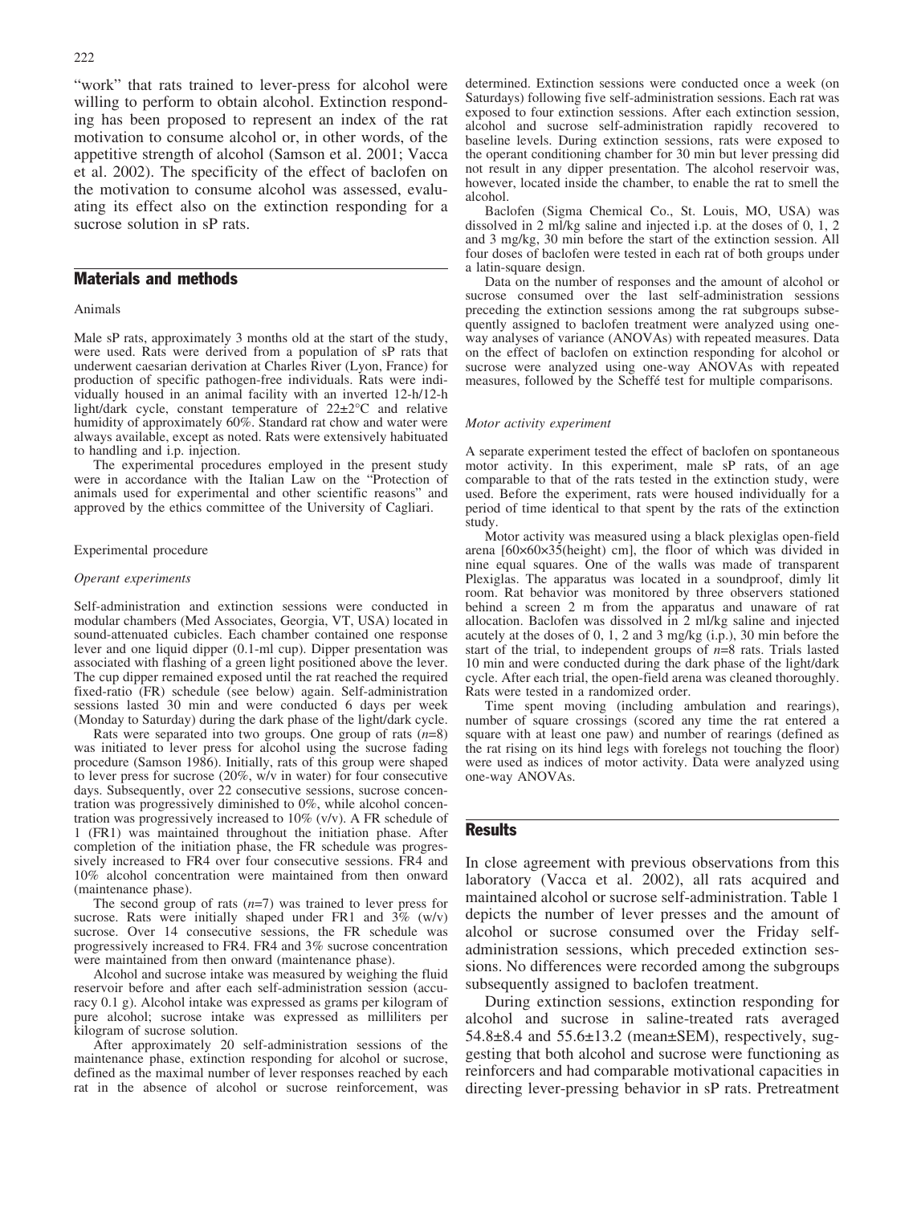"work" that rats trained to lever-press for alcohol were willing to perform to obtain alcohol. Extinction responding has been proposed to represent an index of the rat motivation to consume alcohol or, in other words, of the appetitive strength of alcohol (Samson et al. 2001; Vacca et al. 2002). The specificity of the effect of baclofen on the motivation to consume alcohol was assessed, evaluating its effect also on the extinction responding for a sucrose solution in sP rats.

## Materials and methods

### Animals

Male sP rats, approximately 3 months old at the start of the study, were used. Rats were derived from a population of sP rats that underwent caesarian derivation at Charles River (Lyon, France) for production of specific pathogen-free individuals. Rats were individually housed in an animal facility with an inverted 12-h/12-h light/dark cycle, constant temperature of 22±2°C and relative humidity of approximately 60%. Standard rat chow and water were always available, except as noted. Rats were extensively habituated to handling and i.p. injection.

The experimental procedures employed in the present study were in accordance with the Italian Law on the "Protection of animals used for experimental and other scientific reasons" and approved by the ethics committee of the University of Cagliari.

### Experimental procedure

#### *Operant experiments*

Self-administration and extinction sessions were conducted in modular chambers (Med Associates, Georgia, VT, USA) located in sound-attenuated cubicles. Each chamber contained one response lever and one liquid dipper (0.1-ml cup). Dipper presentation was associated with flashing of a green light positioned above the lever. The cup dipper remained exposed until the rat reached the required fixed-ratio (FR) schedule (see below) again. Self-administration sessions lasted 30 min and were conducted 6 days per week (Monday to Saturday) during the dark phase of the light/dark cycle.

Rats were separated into two groups. One group of rats ($n$=8) was initiated to lever press for alcohol using the sucrose fading procedure (Samson 1986). Initially, rats of this group were shaped to lever press for sucrose (20%, w/v in water) for four consecutive days. Subsequently, over 22 consecutive sessions, sucrose concentration was progressively diminished to 0%, while alcohol concentration was progressively increased to 10% (v/v). A FR schedule of 1 (FR1) was maintained throughout the initiation phase. After completion of the initiation phase, the FR schedule was progressively increased to FR4 over four consecutive sessions. FR4 and 10% alcohol concentration were maintained from then onward (maintenance phase).

The second group of rats ($n$=7) was trained to lever press for sucrose. Rats were initially shaped under FR1 and 3% (w/v) sucrose. Over 14 consecutive sessions, the FR schedule was progressively increased to FR4. FR4 and 3% sucrose concentration were maintained from then onward (maintenance phase).

Alcohol and sucrose intake was measured by weighing the fluid reservoir before and after each self-administration session (accuracy 0.1 g). Alcohol intake was expressed as grams per kilogram of pure alcohol; sucrose intake was expressed as milliliters per kilogram of sucrose solution.

After approximately 20 self-administration sessions of the maintenance phase, extinction responding for alcohol or sucrose, defined as the maximal number of lever responses reached by each rat in the absence of alcohol or sucrose reinforcement, was determined. Extinction sessions were conducted once a week (on Saturdays) following five self-administration sessions. Each rat was exposed to four extinction sessions. After each extinction session, alcohol and sucrose self-administration rapidly recovered to baseline levels. During extinction sessions, rats were exposed to the operant conditioning chamber for 30 min but lever pressing did not result in any dipper presentation. The alcohol reservoir was, however, located inside the chamber, to enable the rat to smell the alcohol.

Baclofen (Sigma Chemical Co., St. Louis, MO, USA) was dissolved in 2 ml/kg saline and injected i.p. at the doses of 0, 1, 2 and 3 mg/kg, 30 min before the start of the extinction session. All four doses of baclofen were tested in each rat of both groups under a latin-square design.

Data on the number of responses and the amount of alcohol or sucrose consumed over the last self-administration sessions preceding the extinction sessions among the rat subgroups subsequently assigned to baclofen treatment were analyzed using one-way analyses of variance (ANOVAs) with repeated measures. Data on the effect of baclofen on extinction responding for alcohol or sucrose were analyzed using one-way ANOVAs with repeated measures, followed by the Scheffé test for multiple comparisons.

#### *Motor activity experiment*

A separate experiment tested the effect of baclofen on spontaneous motor activity. In this experiment, male sP rats, of an age comparable to that of the rats tested in the extinction study, were used. Before the experiment, rats were housed individually for a period of time identical to that spent by the rats of the extinction study.

Motor activity was measured using a black plexiglas open-field arena [60×60×35(height) cm], the floor of which was divided in nine equal squares. One of the walls was made of transparent Plexiglas. The apparatus was located in a soundproof, dimly lit room. Rat behavior was monitored by three observers stationed behind a screen 2 m from the apparatus and unaware of rat allocation. Baclofen was dissolved in 2 ml/kg saline and injected acutely at the doses of 0, 1, 2 and 3 mg/kg (i.p.), 30 min before the start of the trial, to independent groups of $n$=8 rats. Trials lasted 10 min and were conducted during the dark phase of the light/dark cycle. After each trial, the open-field arena was cleaned thoroughly. Rats were tested in a randomized order.

Time spent moving (including ambulation and rearings), number of square crossings (scored any time the rat entered a square with at least one paw) and number of rearings (defined as the rat rising on its hind legs with forelegs not touching the floor) were used as indices of motor activity. Data were analyzed using one-way ANOVAs.

## Results

In close agreement with previous observations from this laboratory (Vacca et al. 2002), all rats acquired and maintained alcohol or sucrose self-administration. Table 1 depicts the number of lever presses and the amount of alcohol or sucrose consumed over the Friday self-administration sessions, which preceded extinction sessions. No differences were recorded among the subgroups subsequently assigned to baclofen treatment.

During extinction sessions, extinction responding for alcohol and sucrose in saline-treated rats averaged 54.8±8.4 and 55.6±13.2 (mean±SEM), respectively, suggesting that both alcohol and sucrose were functioning as reinforcers and had comparable motivational capacities in directing lever-pressing behavior in sP rats. Pretreatment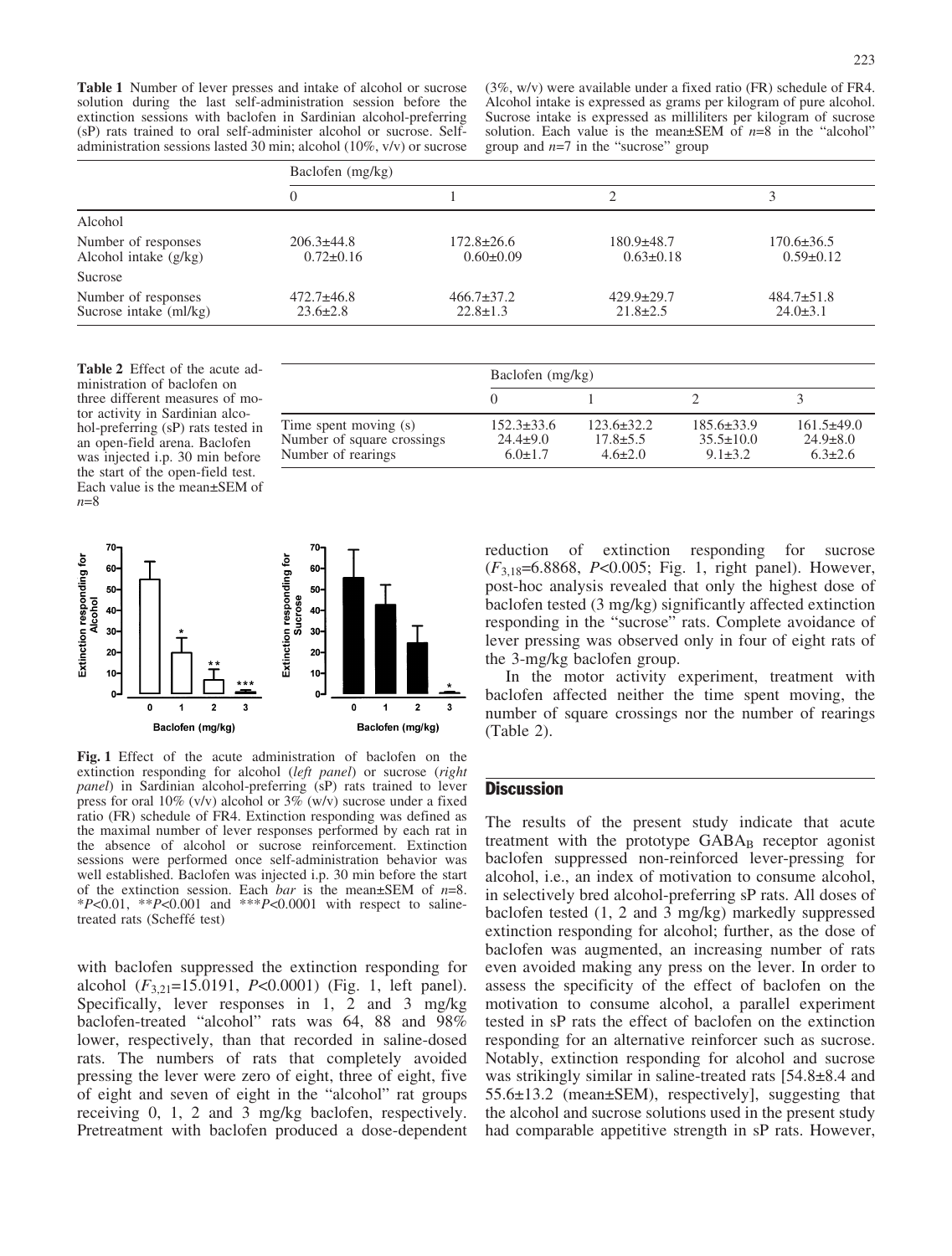**Table 1** Number of lever presses and intake of alcohol or sucrose solution during the last self-administration session before the extinction sessions with baclofen in Sardinian alcohol-preferring (sP) rats trained to oral self-administer alcohol or sucrose. Self-administration sessions lasted 30 min; alcohol (10%, v/v) or sucrose (3%, w/v) were available under a fixed ratio (FR) schedule of FR4. Alcohol intake is expressed as grams per kilogram of pure alcohol. Sucrose intake is expressed as milliliters per kilogram of sucrose solution. Each value is the mean±SEM of *n*=8 in the "alcohol" group and *n*=7 in the "sucrose" group

| | Baclofen (mg/kg) | | | |
|---|---|---|---|---|
| | 0 | 1 | 2 | 3 |
| Alcohol | | | | |
| Number of responses | 206.3±44.8 | 172.8±26.6 | 180.9±48.7 | 170.6±36.5 |
| Alcohol intake (g/kg) | 0.72±0.16 | 0.60±0.09 | 0.63±0.18 | 0.59±0.12 |
| Sucrose | | | | |
| Number of responses | 472.7±46.8 | 466.7±37.2 | 429.9±29.7 | 484.7±51.8 |
| Sucrose intake (ml/kg) | 23.6±2.8 | 22.8±1.3 | 21.8±2.5 | 24.0±3.1 |

**Table 2** Effect of the acute administration of baclofen on three different measures of motor activity in Sardinian alcohol-preferring (sP) rats tested in an open-field arena. Baclofen was injected i.p. 30 min before the start of the open-field test. Each value is the mean±SEM of *n*=8

| | Baclofen (mg/kg) | | | |
|---|---|---|---|---|
| | 0 | 1 | 2 | 3 |
| Time spent moving (s) | 152.3±33.6 | 123.6±32.2 | 185.6±33.9 | 161.5±49.0 |
| Number of square crossings | 24.4±9.0 | 17.8±5.5 | 35.5±10.0 | 24.9±8.0 |
| Number of rearings | 6.0±1.7 | 4.6±2.0 | 9.1±3.2 | 6.3±2.6 |

**Fig. 1** Effect of the acute administration of baclofen on the extinction responding for alcohol (*left panel*) or sucrose (*right panel*) in Sardinian alcohol-preferring (sP) rats trained to lever press for oral 10% (v/v) alcohol or 3% (w/v) sucrose under a fixed ratio (FR) schedule of FR4. Extinction responding was defined as the maximal number of lever responses performed by each rat in the absence of alcohol or sucrose reinforcement. Extinction sessions were performed once self-administration behavior was well established. Baclofen was injected i.p. 30 min before the start of the extinction session. Each *bar* is the mean±SEM of *n*=8. *$P$<0.01, **$P$<0.001 and ***$P$<0.0001 with respect to saline-treated rats (Scheffé test)

with baclofen suppressed the extinction responding for alcohol ($F_{3,21}$=15.0191, $P$<0.0001) (Fig. 1, left panel). Specifically, lever responses in 1, 2 and 3 mg/kg baclofen-treated "alcohol" rats was 64, 88 and 98% lower, respectively, than that recorded in saline-dosed rats. The numbers of rats that completely avoided pressing the lever were zero of eight, three of eight, five of eight and seven of eight in the "alcohol" rat groups receiving 0, 1, 2 and 3 mg/kg baclofen, respectively. Pretreatment with baclofen produced a dose-dependent reduction of extinction responding for sucrose ($F_{3,18}$=6.8868, $P$<0.005; Fig. 1, right panel). However, post-hoc analysis revealed that only the highest dose of baclofen tested (3 mg/kg) significantly affected extinction responding in the "sucrose" rats. Complete avoidance of lever pressing was observed only in four of eight rats of the 3-mg/kg baclofen group.

In the motor activity experiment, treatment with baclofen affected neither the time spent moving, the number of square crossings nor the number of rearings (Table 2).

## Discussion

The results of the present study indicate that acute treatment with the prototype $GABA_B$ receptor agonist baclofen suppressed non-reinforced lever-pressing for alcohol, i.e., an index of motivation to consume alcohol, in selectively bred alcohol-preferring sP rats. All doses of baclofen tested (1, 2 and 3 mg/kg) markedly suppressed extinction responding for alcohol; further, as the dose of baclofen was augmented, an increasing number of rats even avoided making any press on the lever. In order to assess the specificity of the effect of baclofen on the motivation to consume alcohol, a parallel experiment tested in sP rats the effect of baclofen on the extinction responding for an alternative reinforcer such as sucrose. Notably, extinction responding for alcohol and sucrose was strikingly similar in saline-treated rats [54.8±8.4 and 55.6±13.2 (mean±SEM), respectively], suggesting that the alcohol and sucrose solutions used in the present study had comparable appetitive strength in sP rats. However,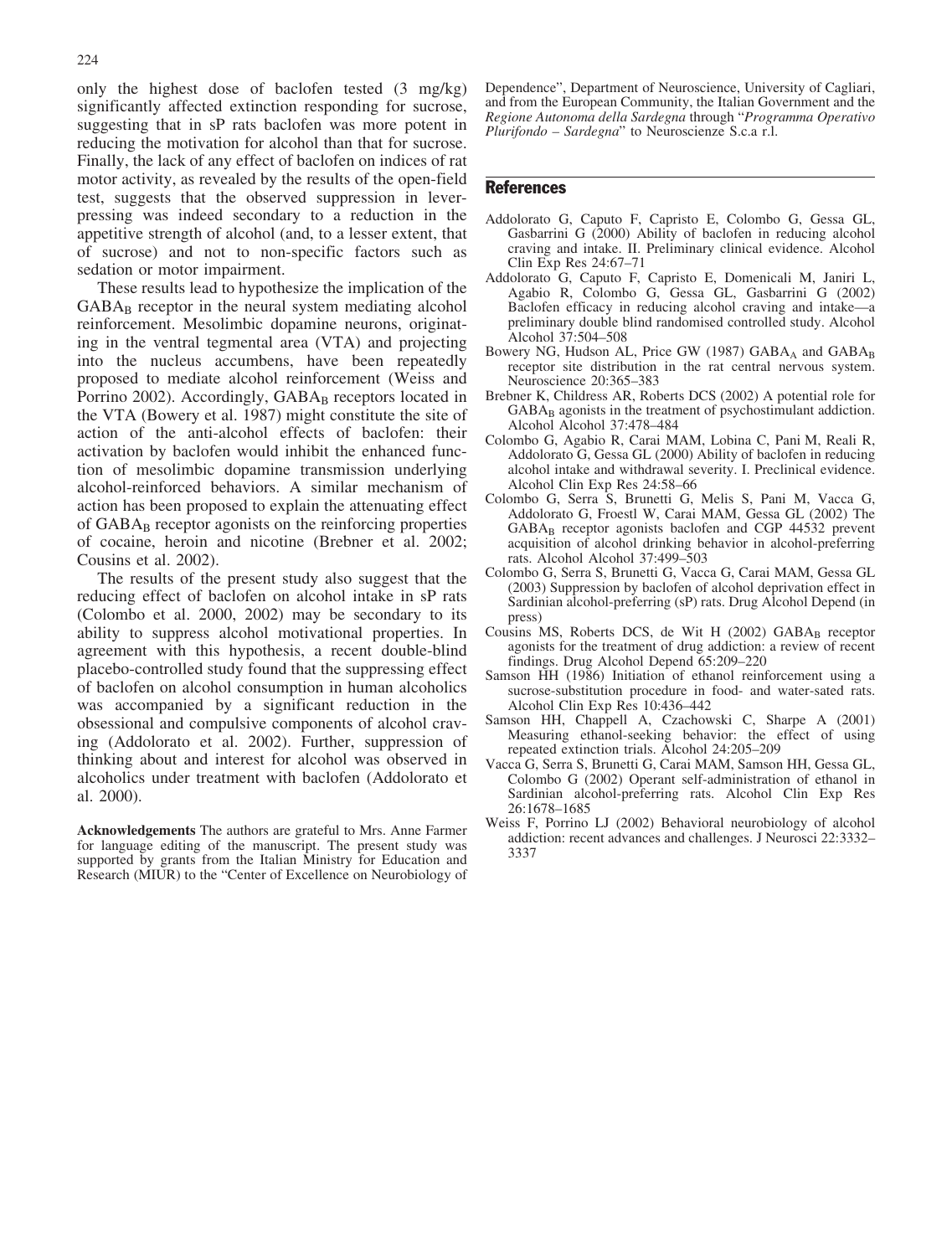only the highest dose of baclofen tested (3 mg/kg) significantly affected extinction responding for sucrose, suggesting that in sP rats baclofen was more potent in reducing the motivation for alcohol than that for sucrose. Finally, the lack of any effect of baclofen on indices of rat motor activity, as revealed by the results of the open-field test, suggests that the observed suppression in lever-pressing was indeed secondary to a reduction in the appetitive strength of alcohol (and, to a lesser extent, that of sucrose) and not to non-specific factors such as sedation or motor impairment.

These results lead to hypothesize the implication of the $GABA_B$ receptor in the neural system mediating alcohol reinforcement. Mesolimbic dopamine neurons, originating in the ventral tegmental area (VTA) and projecting into the nucleus accumbens, have been repeatedly proposed to mediate alcohol reinforcement (Weiss and Porrino 2002). Accordingly, $GABA_B$ receptors located in the VTA (Bowery et al. 1987) might constitute the site of action of the anti-alcohol effects of baclofen: their activation by baclofen would inhibit the enhanced function of mesolimbic dopamine transmission underlying alcohol-reinforced behaviors. A similar mechanism of action has been proposed to explain the attenuating effect of $GABA_B$ receptor agonists on the reinforcing properties of cocaine, heroin and nicotine (Brebner et al. 2002; Cousins et al. 2002).

The results of the present study also suggest that the reducing effect of baclofen on alcohol intake in sP rats (Colombo et al. 2000, 2002) may be secondary to its ability to suppress alcohol motivational properties. In agreement with this hypothesis, a recent double-blind placebo-controlled study found that the suppressing effect of baclofen on alcohol consumption in human alcoholics was accompanied by a significant reduction in the obsessional and compulsive components of alcohol craving (Addolorato et al. 2002). Further, suppression of thinking about and interest for alcohol was observed in alcoholics under treatment with baclofen (Addolorato et al. 2000).

**Acknowledgements** The authors are grateful to Mrs. Anne Farmer for language editing of the manuscript. The present study was supported by grants from the Italian Ministry for Education and Research (MIUR) to the "Center of Excellence on Neurobiology of Dependence", Department of Neuroscience, University of Cagliari, and from the European Community, the Italian Government and the *Regione Autonoma della Sardegna* through "*Programma Operativo Plurifondo – Sardegna*" to Neuroscienze S.c.a r.l.

## References

Addolorato G, Caputo F, Capristo E, Colombo G, Gessa GL, Gasbarrini G (2000) Ability of baclofen in reducing alcohol craving and intake. II. Preliminary clinical evidence. Alcohol Clin Exp Res 24:67–71

Addolorato G, Caputo F, Capristo E, Domenicali M, Janiri L, Agabio R, Colombo G, Gessa GL, Gasbarrini G (2002) Baclofen efficacy in reducing alcohol craving and intake—a preliminary double blind randomised controlled study. Alcohol Alcohol 37:504–508

Bowery NG, Hudson AL, Price GW (1987) $GABA_A$ and $GABA_B$ receptor site distribution in the rat central nervous system. Neuroscience 20:365–383

Brebner K, Childress AR, Roberts DCS (2002) A potential role for $GABA_B$ agonists in the treatment of psychostimulant addiction. Alcohol Alcohol 37:478–484

Colombo G, Agabio R, Carai MAM, Lobina C, Pani M, Reali R, Addolorato G, Gessa GL (2000) Ability of baclofen in reducing alcohol intake and withdrawal severity. I. Preclinical evidence. Alcohol Clin Exp Res 24:58–66

Colombo G, Serra S, Brunetti G, Melis S, Pani M, Vacca G, Addolorato G, Froestl W, Carai MAM, Gessa GL (2002) The $GABA_B$ receptor agonists baclofen and CGP 44532 prevent acquisition of alcohol drinking behavior in alcohol-preferring rats. Alcohol Alcohol 37:499–503

Colombo G, Serra S, Brunetti G, Vacca G, Carai MAM, Gessa GL (2003) Suppression by baclofen of alcohol deprivation effect in Sardinian alcohol-preferring (sP) rats. Drug Alcohol Depend (in press)

Cousins MS, Roberts DCS, de Wit H (2002) $GABA_B$ receptor agonists for the treatment of drug addiction: a review of recent findings. Drug Alcohol Depend 65:209–220

Samson HH (1986) Initiation of ethanol reinforcement using a sucrose-substitution procedure in food- and water-sated rats. Alcohol Clin Exp Res 10:436–442

Samson HH, Chappell A, Czachowski C, Sharpe A (2001) Measuring ethanol-seeking behavior: the effect of using repeated extinction trials. Alcohol 24:205–209

Vacca G, Serra S, Brunetti G, Carai MAM, Samson HH, Gessa GL, Colombo G (2002) Operant self-administration of ethanol in Sardinian alcohol-preferring rats. Alcohol Clin Exp Res 26:1678–1685

Weiss F, Porrino LJ (2002) Behavioral neurobiology of alcohol addiction: recent advances and challenges. J Neurosci 22:3332–3337